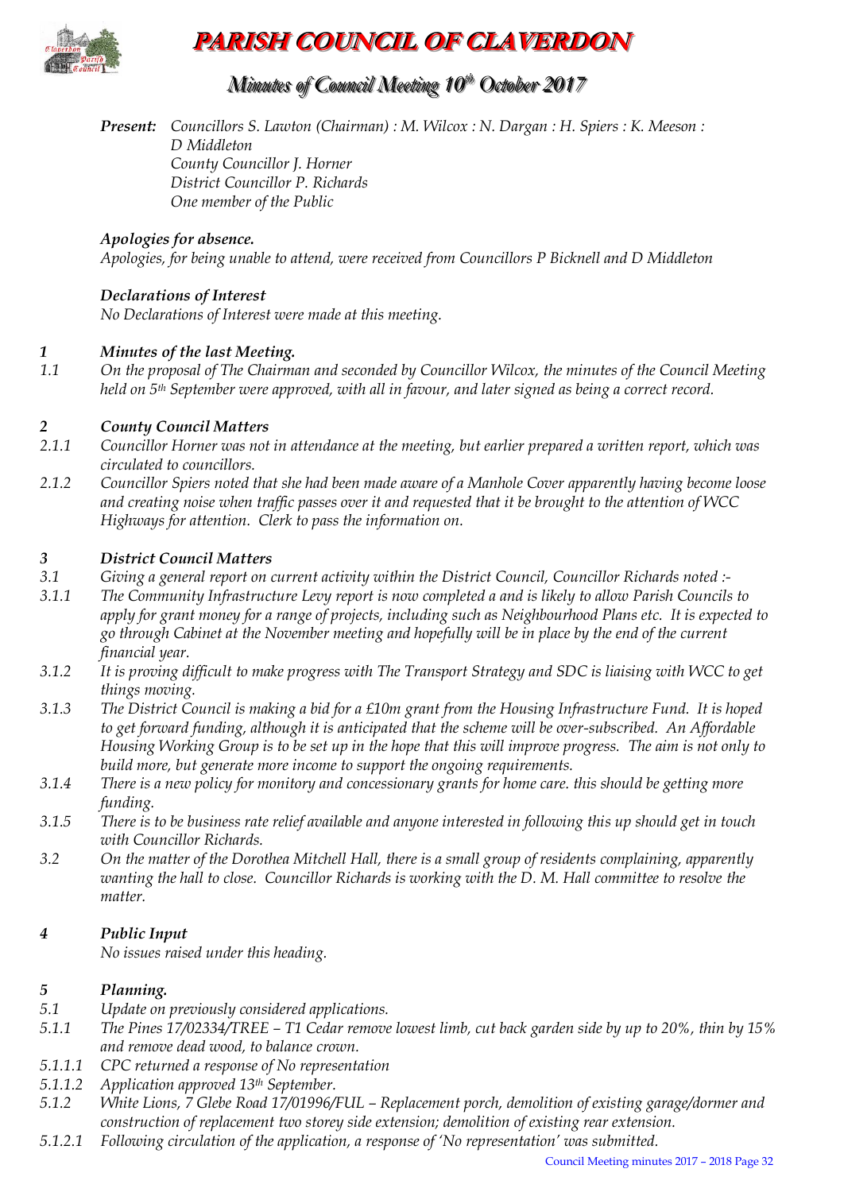# PARISH COUNCIL OF CLAVERDON

## Minutes of Council Meeting 10th October 2017

***Present:*** *Councillors S. Lawton (Chairman) : M. Wilcox : N. Dargan : H. Spiers : K. Meeson : D Middleton*
*County Councillor J. Horner*
*District Councillor P. Richards*
*One member of the Public*

***Apologies for absence.***
*Apologies, for being unable to attend, were received from Councillors P Bicknell and D Middleton*

***Declarations of Interest***
*No Declarations of Interest were made at this meeting.*

***1 Minutes of the last Meeting.***

*1.1 On the proposal of The Chairman and seconded by Councillor Wilcox, the minutes of the Council Meeting held on 5th September were approved, with all in favour, and later signed as being a correct record.*

***2 County Council Matters***

*2.1.1 Councillor Horner was not in attendance at the meeting, but earlier prepared a written report, which was circulated to councillors.*

*2.1.2 Councillor Spiers noted that she had been made aware of a Manhole Cover apparently having become loose and creating noise when traffic passes over it and requested that it be brought to the attention of WCC Highways for attention. Clerk to pass the information on.*

***3 District Council Matters***

*3.1 Giving a general report on current activity within the District Council, Councillor Richards noted :-*

*3.1.1 The Community Infrastructure Levy report is now completed a and is likely to allow Parish Councils to apply for grant money for a range of projects, including such as Neighbourhood Plans etc. It is expected to go through Cabinet at the November meeting and hopefully will be in place by the end of the current financial year.*

*3.1.2 It is proving difficult to make progress with The Transport Strategy and SDC is liaising with WCC to get things moving.*

*3.1.3 The District Council is making a bid for a £10m grant from the Housing Infrastructure Fund. It is hoped to get forward funding, although it is anticipated that the scheme will be over-subscribed. An Affordable Housing Working Group is to be set up in the hope that this will improve progress. The aim is not only to build more, but generate more income to support the ongoing requirements.*

*3.1.4 There is a new policy for monitory and concessionary grants for home care. this should be getting more funding.*

*3.1.5 There is to be business rate relief available and anyone interested in following this up should get in touch with Councillor Richards.*

*3.2 On the matter of the Dorothea Mitchell Hall, there is a small group of residents complaining, apparently wanting the hall to close. Councillor Richards is working with the D. M. Hall committee to resolve the matter.*

***4 Public Input***
*No issues raised under this heading.*

***5 Planning.***

*5.1 Update on previously considered applications.*

*5.1.1 The Pines 17/02334/TREE – T1 Cedar remove lowest limb, cut back garden side by up to 20%, thin by 15% and remove dead wood, to balance crown.*

*5.1.1.1 CPC returned a response of No representation*

*5.1.1.2 Application approved 13th September.*

*5.1.2 White Lions, 7 Glebe Road 17/01996/FUL – Replacement porch, demolition of existing garage/dormer and construction of replacement two storey side extension; demolition of existing rear extension.*

*5.1.2.1 Following circulation of the application, a response of 'No representation' was submitted.*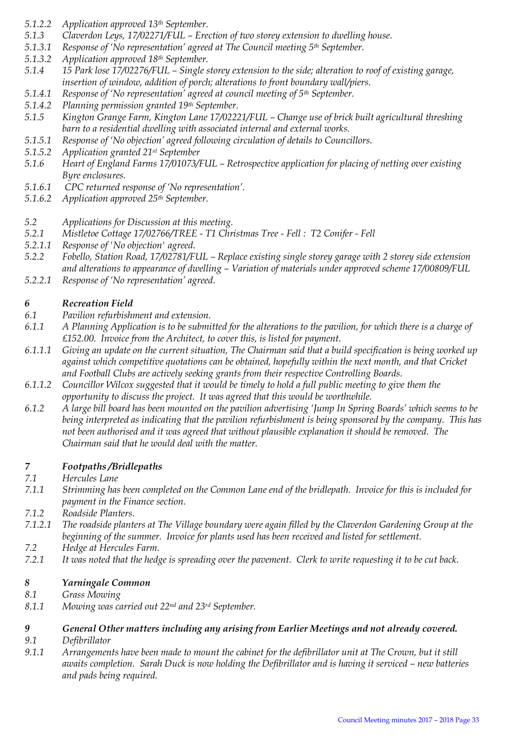*5.1.2.2 Application approved 13th September.*
*5.1.3 Claverdon Leys, 17/02271/FUL – Erection of two storey extension to dwelling house.*
*5.1.3.1 Response of 'No representation' agreed at The Council meeting 5th September.*
*5.1.3.2 Application approved 18th September.*
*5.1.4 15 Park lose 17/02276/FUL – Single storey extension to the side; alteration to roof of existing garage, insertion of window, addition of porch; alterations to front boundary wall/piers.*
*5.1.4.1 Response of 'No representation' agreed at council meeting of 5th September.*
*5.1.4.2 Planning permission granted 19th September.*
*5.1.5 Kington Grange Farm, Kington Lane 17/02221/FUL – Change use of brick built agricultural threshing barn to a residential dwelling with associated internal and external works.*
*5.1.5.1 Response of 'No objection' agreed following circulation of details to Councillors.*
*5.1.5.2 Application granted 21st September*
*5.1.6 Heart of England Farms 17/01073/FUL – Retrospective application for placing of netting over existing Byre enclosures.*
*5.1.6.1 CPC returned response of 'No representation'.*
*5.1.6.2 Application approved 25th September.*

*5.2 Applications for Discussion at this meeting.*
*5.2.1 Mistletoe Cottage 17/02766/TREE - T1 Christmas Tree - Fell : T2 Conifer - Fell*
*5.2.1.1 Response of 'No objection' agreed.*
*5.2.2 Fobello, Station Road, 17/02781/FUL – Replace existing single storey garage with 2 storey side extension and alterations to appearance of dwelling – Variation of materials under approved scheme 17/00809/FUL*
*5.2.2.1 Response of 'No representation' agreed.*

### *6 Recreation Field*

*6.1 Pavilion refurbishment and extension.*
*6.1.1 A Planning Application is to be submitted for the alterations to the pavilion, for which there is a charge of £152.00. Invoice from the Architect, to cover this, is listed for payment.*
*6.1.1.1 Giving an update on the current situation, The Chairman said that a build specification is being worked up against which competitive quotations can be obtained, hopefully within the next month, and that Cricket and Football Clubs are actively seeking grants from their respective Controlling Boards.*
*6.1.1.2 Councillor Wilcox suggested that it would be timely to hold a full public meeting to give them the opportunity to discuss the project. It was agreed that this would be worthwhile.*
*6.1.2 A large bill board has been mounted on the pavilion advertising 'Jump In Spring Boards' which seems to be being interpreted as indicating that the pavilion refurbishment is being sponsored by the company. This has not been authorised and it was agreed that without plausible explanation it should be removed. The Chairman said that he would deal with the matter.*

### *7 Footpaths /Bridlepaths*

*7.1 Hercules Lane*
*7.1.1 Strimming has been completed on the Common Lane end of the bridlepath. Invoice for this is included for payment in the Finance section.*
*7.1.2 Roadside Planters.*
*7.1.2.1 The roadside planters at The Village boundary were again filled by the Claverdon Gardening Group at the beginning of the summer. Invoice for plants used has been received and listed for settlement.*
*7.2 Hedge at Hercules Farm.*
*7.2.1 It was noted that the hedge is spreading over the pavement. Clerk to write requesting it to be cut back.*

### *8 Yarningale Common*

*8.1 Grass Mowing*
*8.1.1 Mowing was carried out 22nd and 23rd September.*

### *9 General Other matters including any arising from Earlier Meetings and not already covered.*

*9.1 Defibrillator*
*9.1.1 Arrangements have been made to mount the cabinet for the defibrillator unit at The Crown, but it still awaits completion. Sarah Duck is now holding the Defibrillator and is having it serviced – new batteries and pads being required.*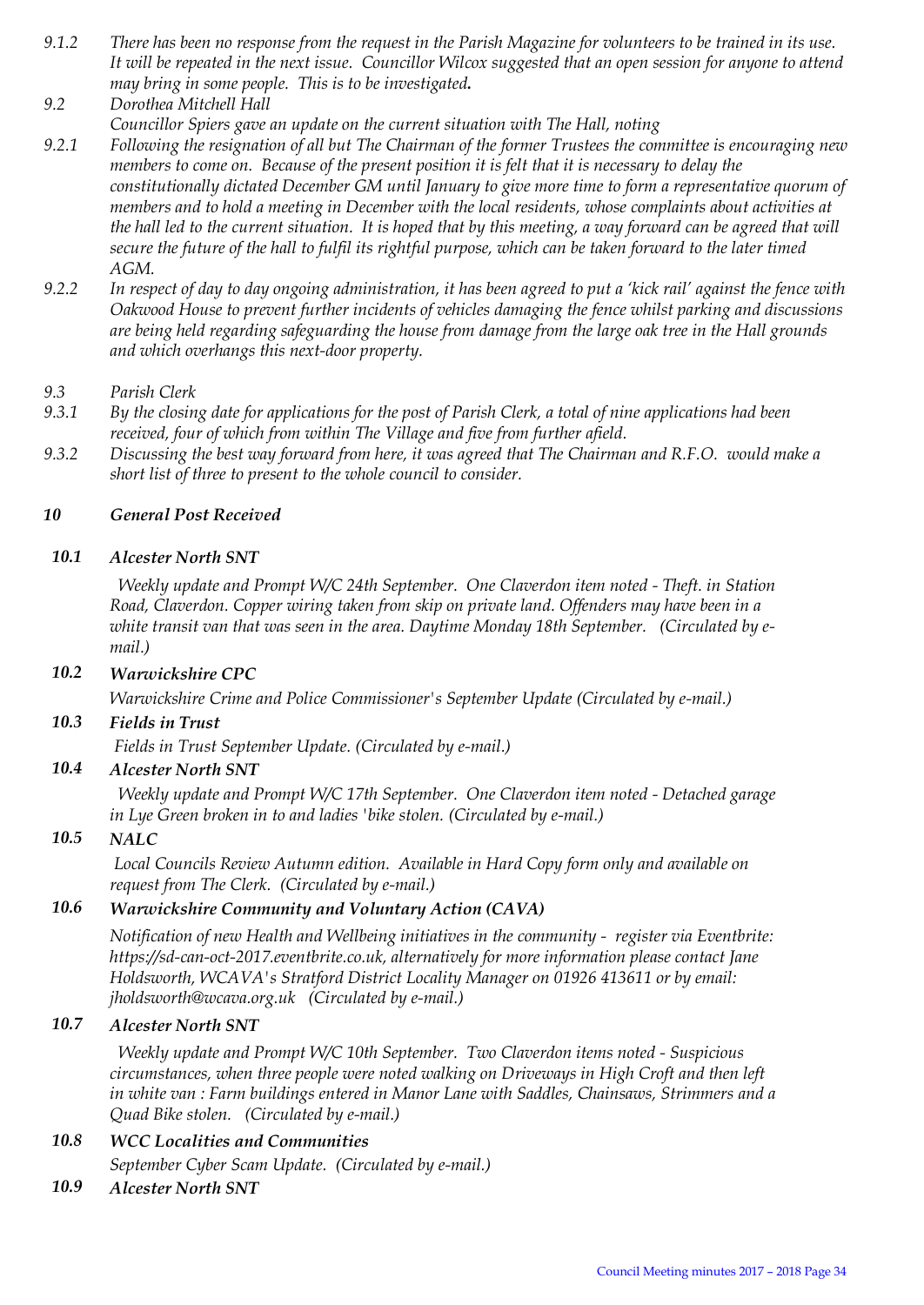*9.1.2 There has been no response from the request in the Parish Magazine for volunteers to be trained in its use. It will be repeated in the next issue. Councillor Wilcox suggested that an open session for anyone to attend may bring in some people. This is to be investigated.*

*9.2 Dorothea Mitchell Hall*

*Councillor Spiers gave an update on the current situation with The Hall, noting*

*9.2.1 Following the resignation of all but The Chairman of the former Trustees the committee is encouraging new members to come on. Because of the present position it is felt that it is necessary to delay the constitutionally dictated December GM until January to give more time to form a representative quorum of members and to hold a meeting in December with the local residents, whose complaints about activities at the hall led to the current situation. It is hoped that by this meeting, a way forward can be agreed that will secure the future of the hall to fulfil its rightful purpose, which can be taken forward to the later timed AGM.*

*9.2.2 In respect of day to day ongoing administration, it has been agreed to put a 'kick rail' against the fence with Oakwood House to prevent further incidents of vehicles damaging the fence whilst parking and discussions are being held regarding safeguarding the house from damage from the large oak tree in the Hall grounds and which overhangs this next-door property.*

*9.3 Parish Clerk*

*9.3.1 By the closing date for applications for the post of Parish Clerk, a total of nine applications had been received, four of which from within The Village and five from further afield.*

*9.3.2 Discussing the best way forward from here, it was agreed that The Chairman and R.F.O. would make a short list of three to present to the whole council to consider.*

## *10 General Post Received*

### *10.1 Alcester North SNT*

*Weekly update and Prompt W/C 24th September. One Claverdon item noted - Theft. in Station Road, Claverdon. Copper wiring taken from skip on private land. Offenders may have been in a white transit van that was seen in the area. Daytime Monday 18th September. (Circulated by e-mail.)*

### *10.2 Warwickshire CPC*

*Warwickshire Crime and Police Commissioner's September Update (Circulated by e-mail.)*

### *10.3 Fields in Trust*

*Fields in Trust September Update. (Circulated by e-mail.)*

### *10.4 Alcester North SNT*

*Weekly update and Prompt W/C 17th September. One Claverdon item noted - Detached garage in Lye Green broken in to and ladies 'bike stolen. (Circulated by e-mail.)*

### *10.5 NALC*

*Local Councils Review Autumn edition. Available in Hard Copy form only and available on request from The Clerk. (Circulated by e-mail.)*

### *10.6 Warwickshire Community and Voluntary Action (CAVA)*

*Notification of new Health and Wellbeing initiatives in the community - register via Eventbrite: https://sd-can-oct-2017.eventbrite.co.uk, alternatively for more information please contact Jane Holdsworth, WCAVA's Stratford District Locality Manager on 01926 413611 or by email: jholdsworth@wcava.org.uk (Circulated by e-mail.)*

### *10.7 Alcester North SNT*

*Weekly update and Prompt W/C 10th September. Two Claverdon items noted - Suspicious circumstances, when three people were noted walking on Driveways in High Croft and then left in white van : Farm buildings entered in Manor Lane with Saddles, Chainsaws, Strimmers and a Quad Bike stolen. (Circulated by e-mail.)*

### *10.8 WCC Localities and Communities*

*September Cyber Scam Update. (Circulated by e-mail.)*

### *10.9 Alcester North SNT*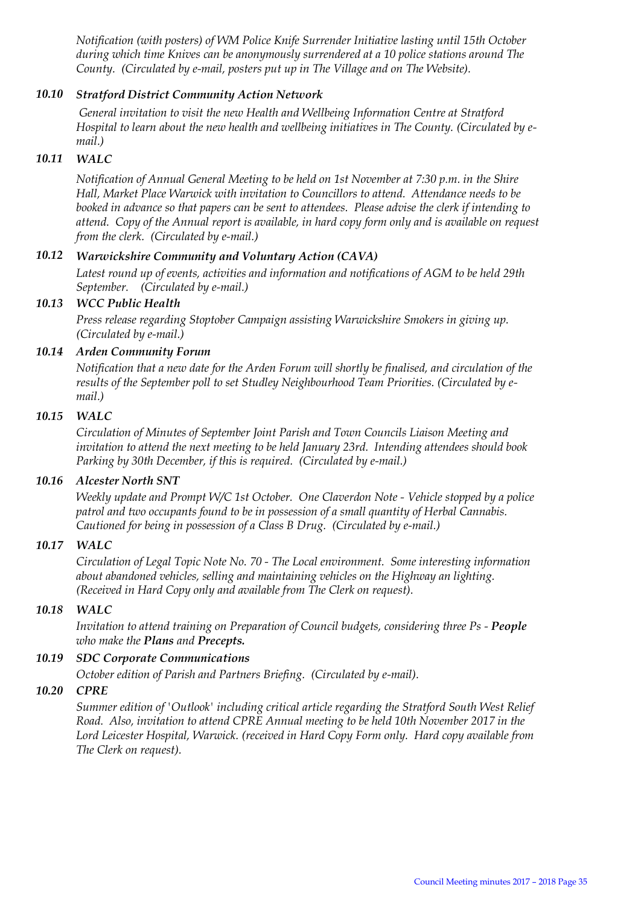*Notification (with posters) of WM Police Knife Surrender Initiative lasting until 15th October during which time Knives can be anonymously surrendered at a 10 police stations around The County. (Circulated by e-mail, posters put up in The Village and on The Website).*

### *10.10 Stratford District Community Action Network*

*General invitation to visit the new Health and Wellbeing Information Centre at Stratford Hospital to learn about the new health and wellbeing initiatives in The County. (Circulated by e-mail.)*

### *10.11 WALC*

*Notification of Annual General Meeting to be held on 1st November at 7:30 p.m. in the Shire Hall, Market Place Warwick with invitation to Councillors to attend. Attendance needs to be booked in advance so that papers can be sent to attendees. Please advise the clerk if intending to attend. Copy of the Annual report is available, in hard copy form only and is available on request from the clerk. (Circulated by e-mail.)*

### *10.12 Warwickshire Community and Voluntary Action (CAVA)*

*Latest round up of events, activities and information and notifications of AGM to be held 29th September. (Circulated by e-mail.)*

### *10.13 WCC Public Health*

*Press release regarding Stoptober Campaign assisting Warwickshire Smokers in giving up. (Circulated by e-mail.)*

### *10.14 Arden Community Forum*

*Notification that a new date for the Arden Forum will shortly be finalised, and circulation of the results of the September poll to set Studley Neighbourhood Team Priorities. (Circulated by e-mail.)*

### *10.15 WALC*

*Circulation of Minutes of September Joint Parish and Town Councils Liaison Meeting and invitation to attend the next meeting to be held January 23rd. Intending attendees should book Parking by 30th December, if this is required. (Circulated by e-mail.)*

### *10.16 Alcester North SNT*

*Weekly update and Prompt W/C 1st October. One Claverdon Note - Vehicle stopped by a police patrol and two occupants found to be in possession of a small quantity of Herbal Cannabis. Cautioned for being in possession of a Class B Drug. (Circulated by e-mail.)*

### *10.17 WALC*

*Circulation of Legal Topic Note No. 70 - The Local environment. Some interesting information about abandoned vehicles, selling and maintaining vehicles on the Highway an lighting. (Received in Hard Copy only and available from The Clerk on request).*

### *10.18 WALC*

*Invitation to attend training on Preparation of Council budgets, considering three Ps - **People** who make the **Plans** and **Precepts.***

### *10.19 SDC Corporate Communications*

*October edition of Parish and Partners Briefing. (Circulated by e-mail).*

### *10.20 CPRE*

*Summer edition of 'Outlook' including critical article regarding the Stratford South West Relief Road. Also, invitation to attend CPRE Annual meeting to be held 10th November 2017 in the Lord Leicester Hospital, Warwick. (received in Hard Copy Form only. Hard copy available from The Clerk on request).*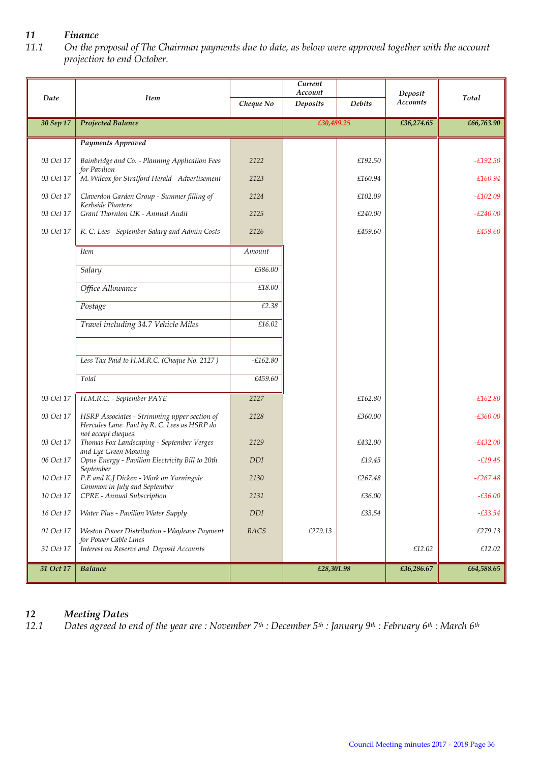## 11 *Finance*

11.1 *On the proposal of The Chairman payments due to date, as below were approved together with the account projection to end October.*

| Date | Item | Cheque No | Current Account Deposits | Debits | Deposit Accounts | Total |
|---|---|---|---|---|---|---|
| **30 Sep 17** | **Projected Balance** | | **£30,489.25** | | **£36,274.65** | **£66,763.90** |
| | **Payments Approved** | | | | | |
| 03 Oct 17 | Bainbridge and Co. - Planning Application Fees for Pavilion | 2122 | | £192.50 | | -£192.50 |
| 03 Oct 17 | M. Wilcox for Stratford Herald - Advertisement | 2123 | | £160.94 | | -£160.94 |
| 03 Oct 17 | Claverdon Garden Group - Summer filling of Kerbside Planters | 2124 | | £102.09 | | -£102.09 |
| 03 Oct 17 | Grant Thornton UK - Annual Audit | 2125 | | £240.00 | | -£240.00 |
| 03 Oct 17 | R. C. Lees - September Salary and Admin Costs | 2126 | | £459.60 | | -£459.60 |
| 03 Oct 17 | H.M.R.C. - September PAYE | 2127 | | £162.80 | | -£162.80 |
| 03 Oct 17 | HSRP Associates - Strimming upper section of Hercules Lane. Paid by R. C. Lees as HSRP do not accept cheques. | 2128 | | £360.00 | | -£360.00 |
| 03 Oct 17 | Thomas Fox Landscaping - September Verges and Lye Green Mowing | 2129 | | £432.00 | | -£432.00 |
| 06 Oct 17 | Opus Energy - Pavilion Electricity Bill to 20th September | DDI | | £19.45 | | -£19.45 |
| 10 Oct 17 | P.E and K,J Dicken - Work on Yarningale Common in July and September | 2130 | | £267.48 | | -£267.48 |
| 10 Oct 17 | CPRE - Annual Subscription | 2131 | | £36.00 | | -£36.00 |
| 16 Oct 17 | Water Plus - Pavilion Water Supply | DDI | | £33.54 | | -£33.54 |
| 01 Oct 17 | Weston Power Distribution - Wayleave Payment for Power Cable Lines | BACS | £279.13 | | | £279.13 |
| 31 Oct 17 | Interest on Reserve and Deposit Accounts | | | | £12.02 | £12.02 |
| **31 Oct 17** | **Balance** | | **£28,301.98** | | **£36,286.67** | **£64,588.65** |

R. C. Lees - September Salary and Admin Costs breakdown:

| Item | Amount |
|---|---|
| Salary | £586.00 |
| Office Allowance | £18.00 |
| Postage | £2.38 |
| Travel including 34.7 Vehicle Miles | £16.02 |
| | |
| Less Tax Paid to H.M.R.C. (Cheque No. 2127 ) | -£162.80 |
| Total | £459.60 |

## 12 *Meeting Dates*

12.1 *Dates agreed to end of the year are : November 7th : December 5th : January 9th : February 6th : March 6th*